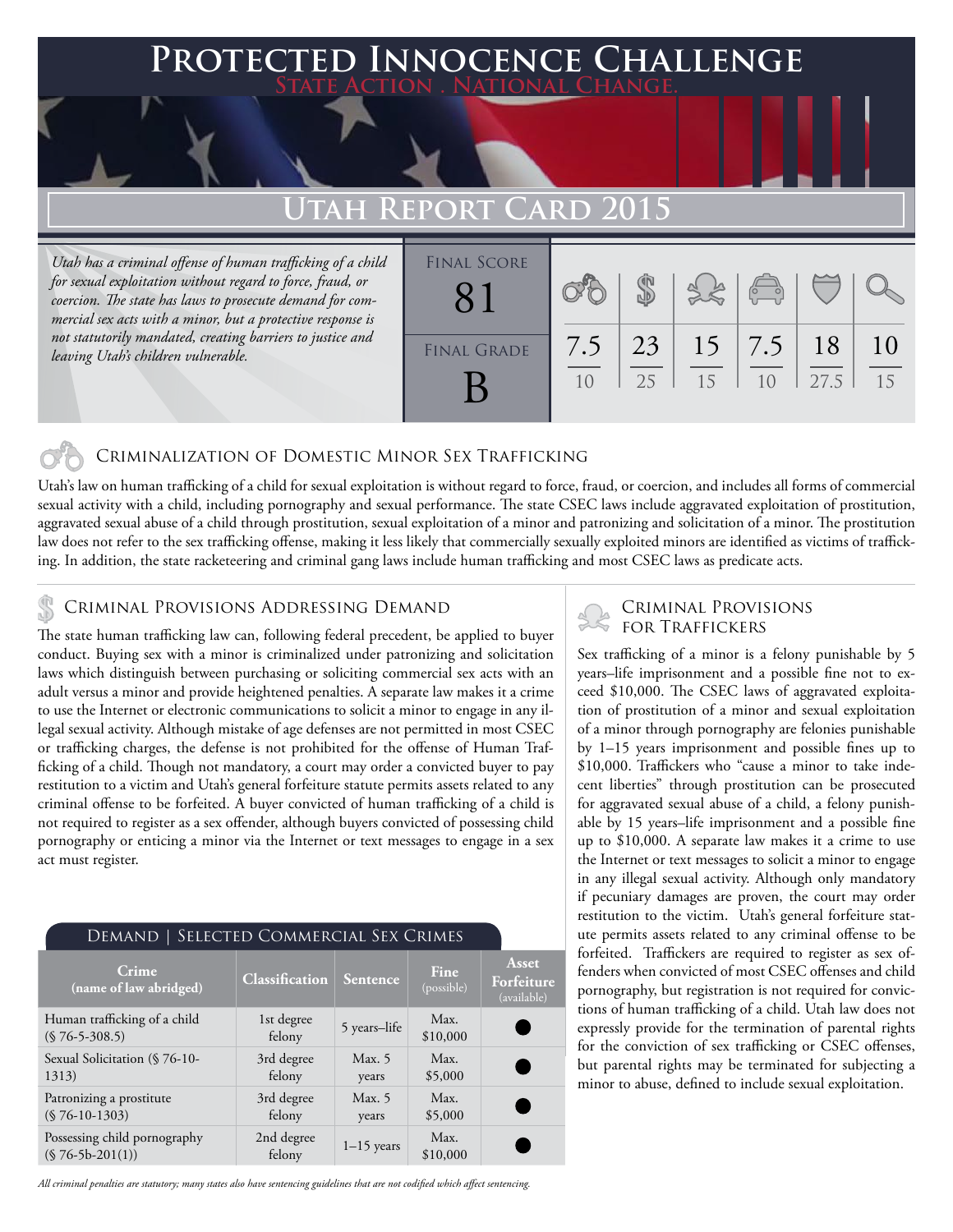# Protected Innocence Challenge

State Action . National Change.

## Utah Report Card 2015

*Utah has a criminal offense of human trafficking of a child for sexual exploitation without regard to force, fraud, or coercion. The state has laws to prosecute demand for commercial sex acts with a minor, but a protective response is not statutorily mandated, creating barriers to justice and leaving Utah's children vulnerable.*

| Final Score | Final Grade |
|---|---|
| 81 | B |

| Criminalization of Domestic Minor Sex Trafficking | Criminal Provisions Addressing Demand | Criminal Provisions for Traffickers | Criminal Provisions for Facilitators | Protective Provisions for the Child Victims | Criminal Justice Tools for Investigation and Prosecutions |
|---|---|---|---|---|---|
| 7.5 / 10 | 23 / 25 | 15 / 15 | 7.5 / 10 | 18 / 27.5 | 10 / 15 |

## Criminalization of Domestic Minor Sex Trafficking

Utah's law on human trafficking of a child for sexual exploitation is without regard to force, fraud, or coercion, and includes all forms of commercial sexual activity with a child, including pornography and sexual performance. The state CSEC laws include aggravated exploitation of prostitution, aggravated sexual abuse of a child through prostitution, sexual exploitation of a minor and patronizing and solicitation of a minor. The prostitution law does not refer to the sex trafficking offense, making it less likely that commercially sexually exploited minors are identified as victims of trafficking. In addition, the state racketeering and criminal gang laws include human trafficking and most CSEC laws as predicate acts.

## Criminal Provisions Addressing Demand

The state human trafficking law can, following federal precedent, be applied to buyer conduct. Buying sex with a minor is criminalized under patronizing and solicitation laws which distinguish between purchasing or soliciting commercial sex acts with an adult versus a minor and provide heightened penalties. A separate law makes it a crime to use the Internet or electronic communications to solicit a minor to engage in any illegal sexual activity. Although mistake of age defenses are not permitted in most CSEC or trafficking charges, the defense is not prohibited for the offense of Human Trafficking of a child. Though not mandatory, a court may order a convicted buyer to pay restitution to a victim and Utah's general forfeiture statute permits assets related to any criminal offense to be forfeited. A buyer convicted of human trafficking of a child is not required to register as a sex offender, although buyers convicted of possessing child pornography or enticing a minor via the Internet or text messages to engage in a sex act must register.

### Demand | Selected Commercial Sex Crimes

| Crime (name of law abridged) | Classification | Sentence | Fine (possible) | Asset Forfeiture (available) |
|---|---|---|---|---|
| Human trafficking of a child (§ 76-5-308.5) | 1st degree felony | 5 years–life | Max. $10,000 | ● |
| Sexual Solicitation (§ 76-10-1313) | 3rd degree felony | Max. 5 years | Max. $5,000 | ● |
| Patronizing a prostitute (§ 76-10-1303) | 3rd degree felony | Max. 5 years | Max. $5,000 | ● |
| Possessing child pornography (§ 76-5b-201(1)) | 2nd degree felony | 1–15 years | Max. $10,000 | ● |

*All criminal penalties are statutory; many states also have sentencing guidelines that are not codified which affect sentencing.*

## Criminal Provisions for Traffickers

Sex trafficking of a minor is a felony punishable by 5 years–life imprisonment and a possible fine not to exceed $10,000. The CSEC laws of aggravated exploitation of prostitution of a minor and sexual exploitation of a minor through pornography are felonies punishable by 1–15 years imprisonment and possible fines up to $10,000. Traffickers who "cause a minor to take indecent liberties" through prostitution can be prosecuted for aggravated sexual abuse of a child, a felony punishable by 15 years–life imprisonment and a possible fine up to $10,000. A separate law makes it a crime to use the Internet or text messages to solicit a minor to engage in any illegal sexual activity. Although only mandatory if pecuniary damages are proven, the court may order restitution to the victim. Utah's general forfeiture statute permits assets related to any criminal offense to be forfeited. Traffickers are required to register as sex offenders when convicted of most CSEC offenses and child pornography, but registration is not required for convictions of human trafficking of a child. Utah law does not expressly provide for the termination of parental rights for the conviction of sex trafficking or CSEC offenses, but parental rights may be terminated for subjecting a minor to abuse, defined to include sexual exploitation.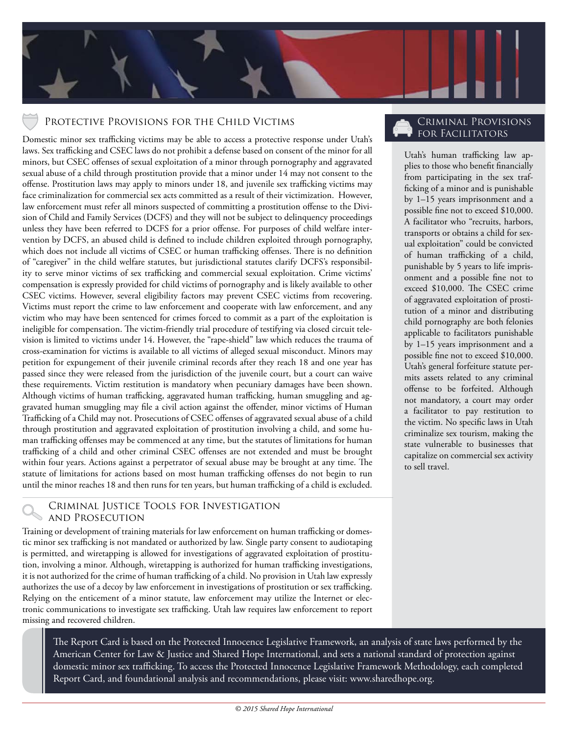## Protective Provisions for the Child Victims

Domestic minor sex trafficking victims may be able to access a protective response under Utah's laws. Sex trafficking and CSEC laws do not prohibit a defense based on consent of the minor for all minors, but CSEC offenses of sexual exploitation of a minor through pornography and aggravated sexual abuse of a child through prostitution provide that a minor under 14 may not consent to the offense. Prostitution laws may apply to minors under 18, and juvenile sex trafficking victims may face criminalization for commercial sex acts committed as a result of their victimization. However, law enforcement must refer all minors suspected of committing a prostitution offense to the Division of Child and Family Services (DCFS) and they will not be subject to delinquency proceedings unless they have been referred to DCFS for a prior offense. For purposes of child welfare intervention by DCFS, an abused child is defined to include children exploited through pornography, which does not include all victims of CSEC or human trafficking offenses. There is no definition of "caregiver" in the child welfare statutes, but jurisdictional statutes clarify DCFS's responsibility to serve minor victims of sex trafficking and commercial sexual exploitation. Crime victims' compensation is expressly provided for child victims of pornography and is likely available to other CSEC victims. However, several eligibility factors may prevent CSEC victims from recovering. Victims must report the crime to law enforcement and cooperate with law enforcement, and any victim who may have been sentenced for crimes forced to commit as a part of the exploitation is ineligible for compensation. The victim-friendly trial procedure of testifying via closed circuit television is limited to victims under 14. However, the "rape-shield" law which reduces the trauma of cross-examination for victims is available to all victims of alleged sexual misconduct. Minors may petition for expungement of their juvenile criminal records after they reach 18 and one year has passed since they were released from the jurisdiction of the juvenile court, but a court can waive these requirements. Victim restitution is mandatory when pecuniary damages have been shown. Although victims of human trafficking, aggravated human trafficking, human smuggling and aggravated human smuggling may file a civil action against the offender, minor victims of Human Trafficking of a Child may not. Prosecutions of CSEC offenses of aggravated sexual abuse of a child through prostitution and aggravated exploitation of prostitution involving a child, and some human trafficking offenses may be commenced at any time, but the statutes of limitations for human trafficking of a child and other criminal CSEC offenses are not extended and must be brought within four years. Actions against a perpetrator of sexual abuse may be brought at any time. The statute of limitations for actions based on most human trafficking offenses do not begin to run until the minor reaches 18 and then runs for ten years, but human trafficking of a child is excluded.

## Criminal Justice Tools for Investigation and Prosecution

Training or development of training materials for law enforcement on human trafficking or domestic minor sex trafficking is not mandated or authorized by law. Single party consent to audiotaping is permitted, and wiretapping is allowed for investigations of aggravated exploitation of prostitution, involving a minor. Although, wiretapping is authorized for human trafficking investigations, it is not authorized for the crime of human trafficking of a child. No provision in Utah law expressly authorizes the use of a decoy by law enforcement in investigations of prostitution or sex trafficking. Relying on the enticement of a minor statute, law enforcement may utilize the Internet or electronic communications to investigate sex trafficking. Utah law requires law enforcement to report missing and recovered children.

## Criminal Provisions for Facilitators

Utah's human trafficking law applies to those who benefit financially from participating in the sex trafficking of a minor and is punishable by 1–15 years imprisonment and a possible fine not to exceed $10,000. A facilitator who "recruits, harbors, transports or obtains a child for sexual exploitation" could be convicted of human trafficking of a child, punishable by 5 years to life imprisonment and a possible fine not to exceed $10,000. The CSEC crime of aggravated exploitation of prostitution of a minor and distributing child pornography are both felonies applicable to facilitators punishable by 1–15 years imprisonment and a possible fine not to exceed $10,000. Utah's general forfeiture statute permits assets related to any criminal offense to be forfeited. Although not mandatory, a court may order a facilitator to pay restitution to the victim. No specific laws in Utah criminalize sex tourism, making the state vulnerable to businesses that capitalize on commercial sex activity to sell travel.

The Report Card is based on the Protected Innocence Legislative Framework, an analysis of state laws performed by the American Center for Law & Justice and Shared Hope International, and sets a national standard of protection against domestic minor sex trafficking. To access the Protected Innocence Legislative Framework Methodology, each completed Report Card, and foundational analysis and recommendations, please visit: www.sharedhope.org.

*© 2015 Shared Hope International*